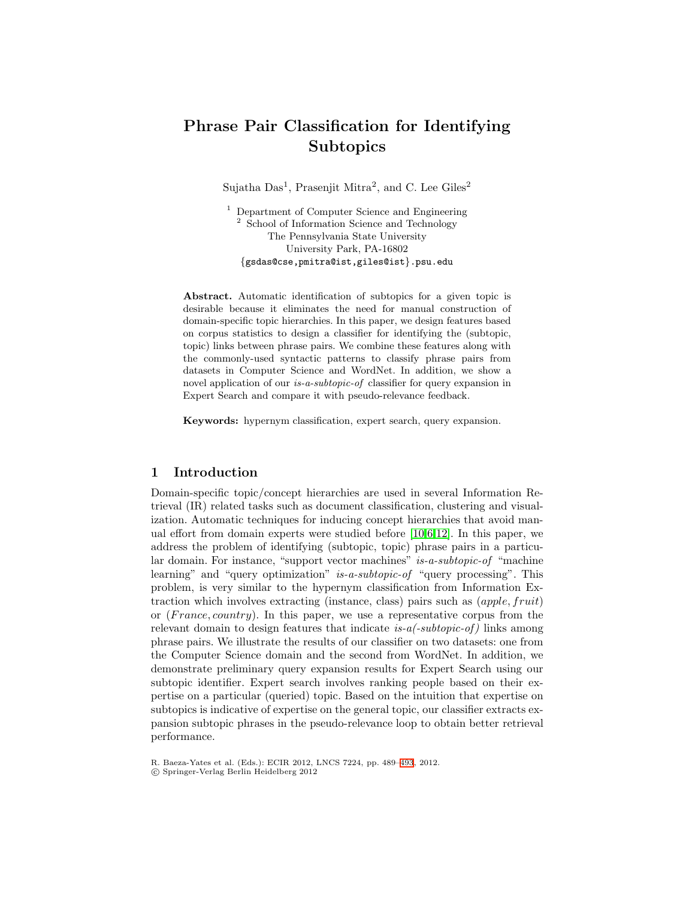# Phrase Pair Classification for Identifying Subtopics

Sujatha Das[1], Prasenjit Mitra[2], and C. Lee Giles[2]

[1] Department of Computer Science and Engineering
[2] School of Information Science and Technology
The Pennsylvania State University
University Park, PA-16802
{gsdas@cse,pmitra@ist,giles@ist}.psu.edu

**Abstract.** Automatic identification of subtopics for a given topic is desirable because it eliminates the need for manual construction of domain-specific topic hierarchies. In this paper, we design features based on corpus statistics to design a classifier for identifying the (subtopic, topic) links between phrase pairs. We combine these features along with the commonly-used syntactic patterns to classify phrase pairs from datasets in Computer Science and WordNet. In addition, we show a novel application of our *is-a-subtopic-of* classifier for query expansion in Expert Search and compare it with pseudo-relevance feedback.

**Keywords:** hypernym classification, expert search, query expansion.

## 1 Introduction

Domain-specific topic/concept hierarchies are used in several Information Retrieval (IR) related tasks such as document classification, clustering and visualization. Automatic techniques for inducing concept hierarchies that avoid manual effort from domain experts were studied before [10,6,12]. In this paper, we address the problem of identifying (subtopic, topic) phrase pairs in a particular domain. For instance, "support vector machines" *is-a-subtopic-of* "machine learning" and "query optimization" *is-a-subtopic-of* "query processing". This problem, is very similar to the hypernym classification from Information Extraction which involves extracting (instance, class) pairs such as $(apple, fruit)$ or $(France, country)$. In this paper, we use a representative corpus from the relevant domain to design features that indicate *is-a(-subtopic-of)* links among phrase pairs. We illustrate the results of our classifier on two datasets: one from the Computer Science domain and the second from WordNet. In addition, we demonstrate preliminary query expansion results for Expert Search using our subtopic identifier. Expert search involves ranking people based on their expertise on a particular (queried) topic. Based on the intuition that expertise on subtopics is indicative of expertise on the general topic, our classifier extracts expansion subtopic phrases in the pseudo-relevance loop to obtain better retrieval performance.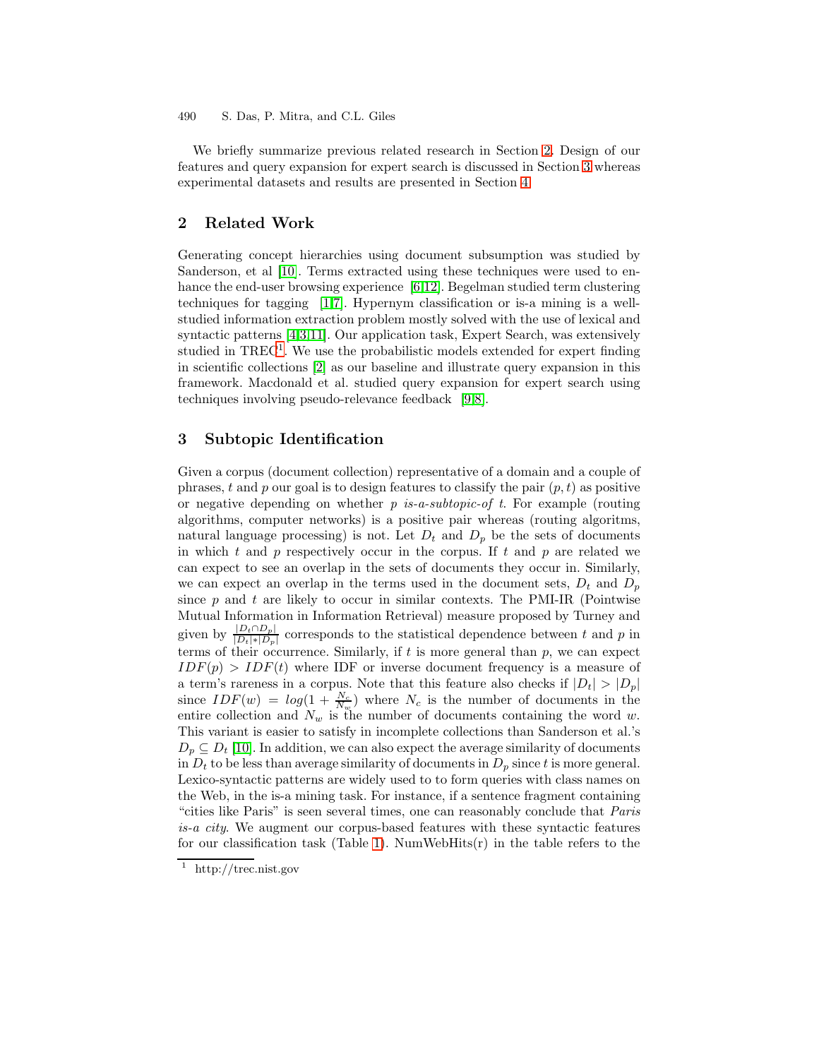We briefly summarize previous related research in Section 2. Design of our features and query expansion for expert search is discussed in Section 3 whereas experimental datasets and results are presented in Section 4.

## 2 Related Work

Generating concept hierarchies using document subsumption was studied by Sanderson, et al [10]. Terms extracted using these techniques were used to enhance the end-user browsing experience [6,12]. Begelman studied term clustering techniques for tagging [1,7]. Hypernym classification or is-a mining is a well-studied information extraction problem mostly solved with the use of lexical and syntactic patterns [4,3,11]. Our application task, Expert Search, was extensively studied in TREC[1]. We use the probabilistic models extended for expert finding in scientific collections [2] as our baseline and illustrate query expansion in this framework. Macdonald et al. studied query expansion for expert search using techniques involving pseudo-relevance feedback [9,8].

## 3 Subtopic Identification

Given a corpus (document collection) representative of a domain and a couple of phrases, $t$ and $p$ our goal is to design features to classify the pair $(p, t)$ as positive or negative depending on whether $p$ *is-a-subtopic-of* $t$. For example (routing algorithms, computer networks) is a positive pair whereas (routing algoritms, natural language processing) is not. Let $D_t$ and $D_p$ be the sets of documents in which $t$ and $p$ respectively occur in the corpus. If $t$ and $p$ are related we can expect to see an overlap in the sets of documents they occur in. Similarly, we can expect an overlap in the terms used in the document sets, $D_t$ and $D_p$ since $p$ and $t$ are likely to occur in similar contexts. The PMI-IR (Pointwise Mutual Information in Information Retrieval) measure proposed by Turney and given by $\frac{|D_t \cap D_p|}{|D_t| * |D_p|}$ corresponds to the statistical dependence between $t$ and $p$ in terms of their occurrence. Similarly, if $t$ is more general than $p$, we can expect $IDF(p) > IDF(t)$ where IDF or inverse document frequency is a measure of a term's rareness in a corpus. Note that this feature also checks if $|D_t| > |D_p|$ since $IDF(w) = log(1 + \frac{N_c}{N_w})$ where $N_c$ is the number of documents in the entire collection and $N_w$ is the number of documents containing the word $w$. This variant is easier to satisfy in incomplete collections than Sanderson et al.'s $D_p \subseteq D_t$ [10]. In addition, we can also expect the average similarity of documents in $D_t$ to be less than average similarity of documents in $D_p$ since $t$ is more general. Lexico-syntactic patterns are widely used to to form queries with class names on the Web, in the is-a mining task. For instance, if a sentence fragment containing "cities like Paris" is seen several times, one can reasonably conclude that *Paris is-a city*. We augment our corpus-based features with these syntactic features for our classification task (Table 1). NumWebHits(r) in the table refers to the

[1] http://trec.nist.gov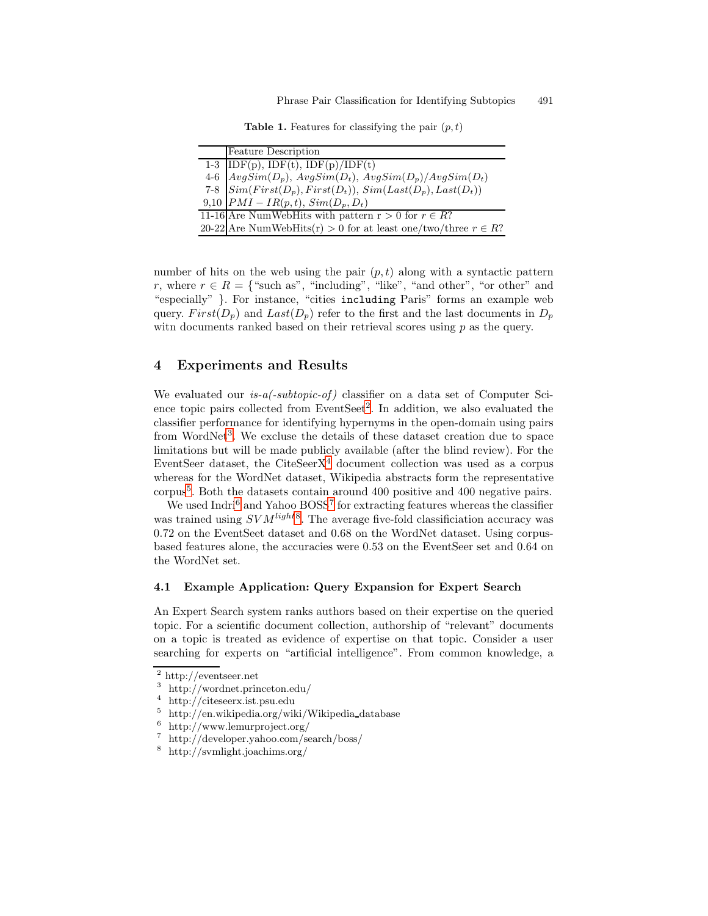**Table 1.** Features for classifying the pair $(p, t)$

| | Feature Description |
|---|---|
| 1-3 | IDF(p), IDF(t), IDF(p)/IDF(t) |
| 4-6 | $AvgSim(D_p)$, $AvgSim(D_t)$, $AvgSim(D_p)/AvgSim(D_t)$ |
| 7-8 | $Sim(First(D_p), First(D_t))$, $Sim(Last(D_p), Last(D_t))$ |
| 9,10 | $PMI - IR(p,t)$, $Sim(D_p, D_t)$ |
| 11-16 | Are NumWebHits with pattern r > 0 for $r \in R$? |
| 20-22 | Are NumWebHits(r) > 0 for at least one/two/three $r \in R$? |

number of hits on the web using the pair $(p, t)$ along with a syntactic pattern $r$, where $r \in R = \{$"such as", "including", "like", "and other", "or other" and "especially" $\}$. For instance, "cities `including` Paris" forms an example web query. $First(D_p)$ and $Last(D_p)$ refer to the first and the last documents in $D_p$ witn documents ranked based on their retrieval scores using $p$ as the query.

## 4 Experiments and Results

We evaluated our *is-a(-subtopic-of)* classifier on a data set of Computer Science topic pairs collected from EventSeet[2]. In addition, we also evaluated the classifier performance for identifying hypernyms in the open-domain using pairs from WordNet[3]. We excluse the details of these dataset creation due to space limitations but will be made publicly available (after the blind review). For the EventSeer dataset, the CiteSeerX[4] document collection was used as a corpus whereas for the WordNet dataset, Wikipedia abstracts form the representative corpus[5]. Both the datasets contain around 400 positive and 400 negative pairs.

We used Indri[6] and Yahoo BOSS[7] for extracting features whereas the classifier was trained using $SVM^{light}$[8]. The average five-fold classificiation accuracy was 0.72 on the EventSeet dataset and 0.68 on the WordNet dataset. Using corpus-based features alone, the accuracies were 0.53 on the EventSeer set and 0.64 on the WordNet set.

### 4.1 Example Application: Query Expansion for Expert Search

An Expert Search system ranks authors based on their expertise on the queried topic. For a scientific document collection, authorship of "relevant" documents on a topic is treated as evidence of expertise on that topic. Consider a user searching for experts on "artificial intelligence". From common knowledge, a

---

[2] http://eventseer.net
[3] http://wordnet.princeton.edu/
[4] http://citeseerx.ist.psu.edu
[5] http://en.wikipedia.org/wiki/Wikipedia_database
[6] http://www.lemurproject.org/
[7] http://developer.yahoo.com/search/boss/
[8] http://svmlight.joachims.org/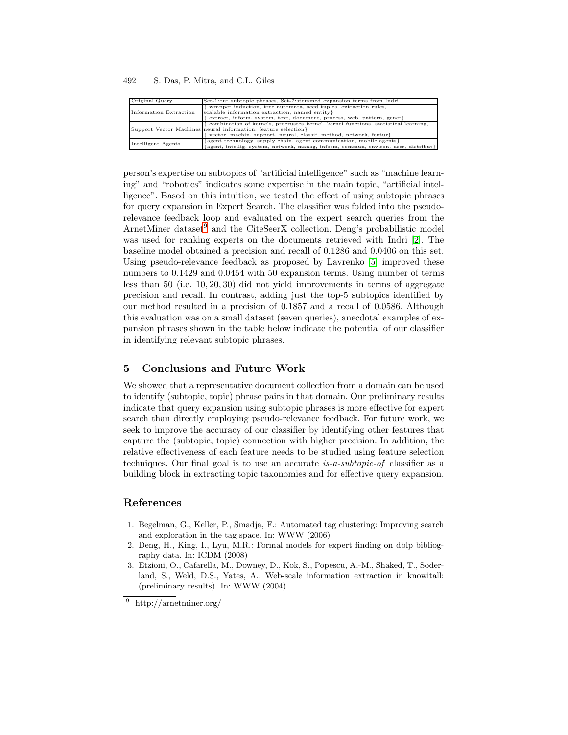| Original Query | Set-1:our subtopic phrases, Set-2:stemmed expansion terms from Indri |
|---|---|
| Information Extraction | { wrapper induction, tree automata, seed tuples, extraction rules, scalable information extraction, named entity}<br>{ extract, inform, system, text, document, process, web, pattern, gener} |
| Support Vector Machines | { combination of kernels, procrustes kernel, kernel functions, statistical learning, neural information, feature selection}<br>{ vector, machin, support, neural, classif, method, network, featur} |
| Intelligent Agents | {agent technology, supply chain, agent communication, mobile agents}<br>{agent, intellig, system, network, manag, inform, commun, environ, user, distribut} |

person's expertise on subtopics of "artificial intelligence" such as "machine learning" and "robotics" indicates some expertise in the main topic, "artificial intelligence". Based on this intuition, we tested the effect of using subtopic phrases for query expansion in Expert Search. The classifier was folded into the pseudo-relevance feedback loop and evaluated on the expert search queries from the ArnetMiner dataset[9] and the CiteSeerX collection. Deng's probabilistic model was used for ranking experts on the documents retrieved with Indri [2]. The baseline model obtained a precision and recall of 0.1286 and 0.0406 on this set. Using pseudo-relevance feedback as proposed by Lavrenko [5] improved these numbers to 0.1429 and 0.0454 with 50 expansion terms. Using number of terms less than 50 (i.e. $10, 20, 30$) did not yield improvements in terms of aggregate precision and recall. In contrast, adding just the top-5 subtopics identified by our method resulted in a precision of 0.1857 and a recall of 0.0586. Although this evaluation was on a small dataset (seven queries), anecdotal examples of expansion phrases shown in the table below indicate the potential of our classifier in identifying relevant subtopic phrases.

## 5 Conclusions and Future Work

We showed that a representative document collection from a domain can be used to identify (subtopic, topic) phrase pairs in that domain. Our preliminary results indicate that query expansion using subtopic phrases is more effective for expert search than directly employing pseudo-relevance feedback. For future work, we seek to improve the accuracy of our classifier by identifying other features that capture the (subtopic, topic) connection with higher precision. In addition, the relative effectiveness of each feature needs to be studied using feature selection techniques. Our final goal is to use an accurate *is-a-subtopic-of* classifier as a building block in extracting topic taxonomies and for effective query expansion.

## References

1. Begelman, G., Keller, P., Smadja, F.: Automated tag clustering: Improving search and exploration in the tag space. In: WWW (2006)
2. Deng, H., King, I., Lyu, M.R.: Formal models for expert finding on dblp bibliography data. In: ICDM (2008)
3. Etzioni, O., Cafarella, M., Downey, D., Kok, S., Popescu, A.-M., Shaked, T., Soderland, S., Weld, D.S., Yates, A.: Web-scale information extraction in knowitall: (preliminary results). In: WWW (2004)

[9] http://arnetminer.org/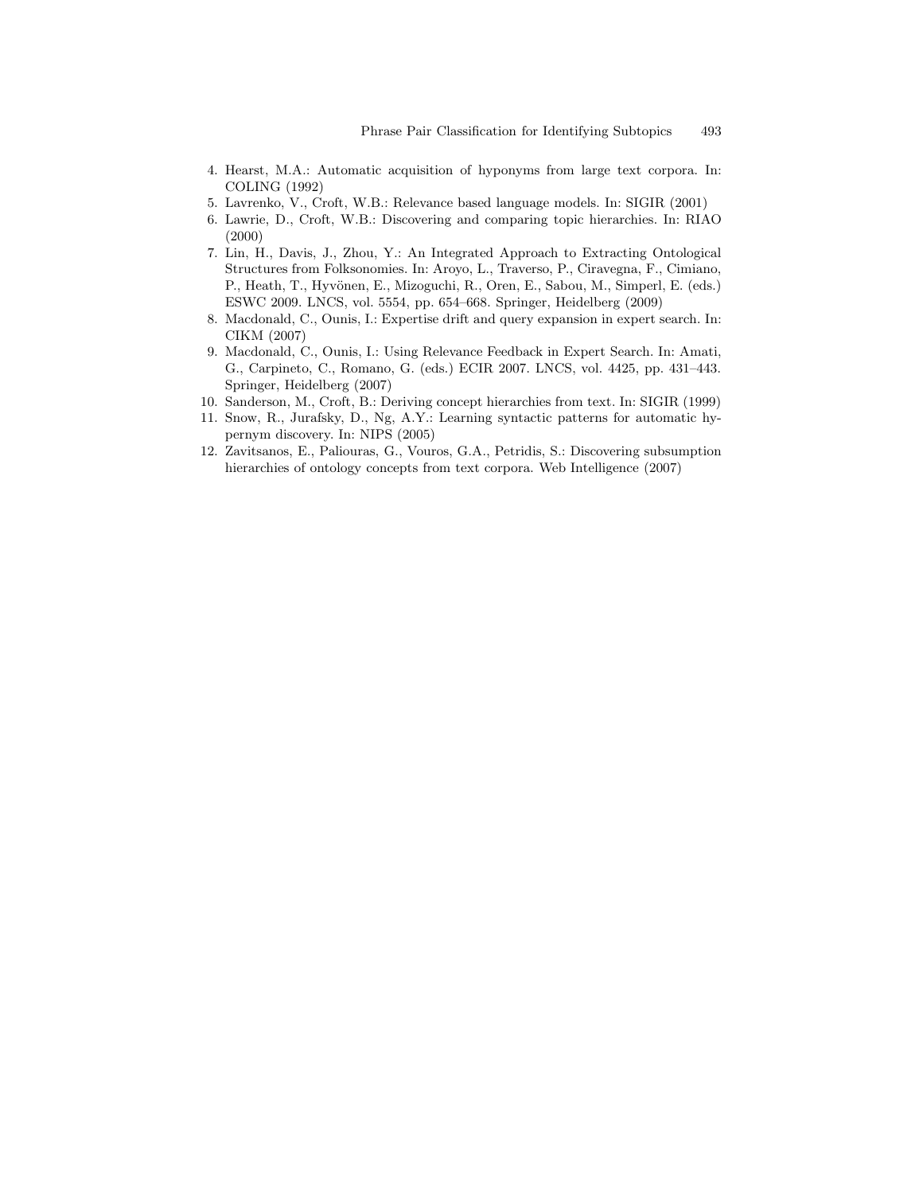4. Hearst, M.A.: Automatic acquisition of hyponyms from large text corpora. In: COLING (1992)
5. Lavrenko, V., Croft, W.B.: Relevance based language models. In: SIGIR (2001)
6. Lawrie, D., Croft, W.B.: Discovering and comparing topic hierarchies. In: RIAO (2000)
7. Lin, H., Davis, J., Zhou, Y.: An Integrated Approach to Extracting Ontological Structures from Folksonomies. In: Aroyo, L., Traverso, P., Ciravegna, F., Cimiano, P., Heath, T., Hyvönen, E., Mizoguchi, R., Oren, E., Sabou, M., Simperl, E. (eds.) ESWC 2009. LNCS, vol. 5554, pp. 654–668. Springer, Heidelberg (2009)
8. Macdonald, C., Ounis, I.: Expertise drift and query expansion in expert search. In: CIKM (2007)
9. Macdonald, C., Ounis, I.: Using Relevance Feedback in Expert Search. In: Amati, G., Carpineto, C., Romano, G. (eds.) ECIR 2007. LNCS, vol. 4425, pp. 431–443. Springer, Heidelberg (2007)
10. Sanderson, M., Croft, B.: Deriving concept hierarchies from text. In: SIGIR (1999)
11. Snow, R., Jurafsky, D., Ng, A.Y.: Learning syntactic patterns for automatic hypernym discovery. In: NIPS (2005)
12. Zavitsanos, E., Paliouras, G., Vouros, G.A., Petridis, S.: Discovering subsumption hierarchies of ontology concepts from text corpora. Web Intelligence (2007)